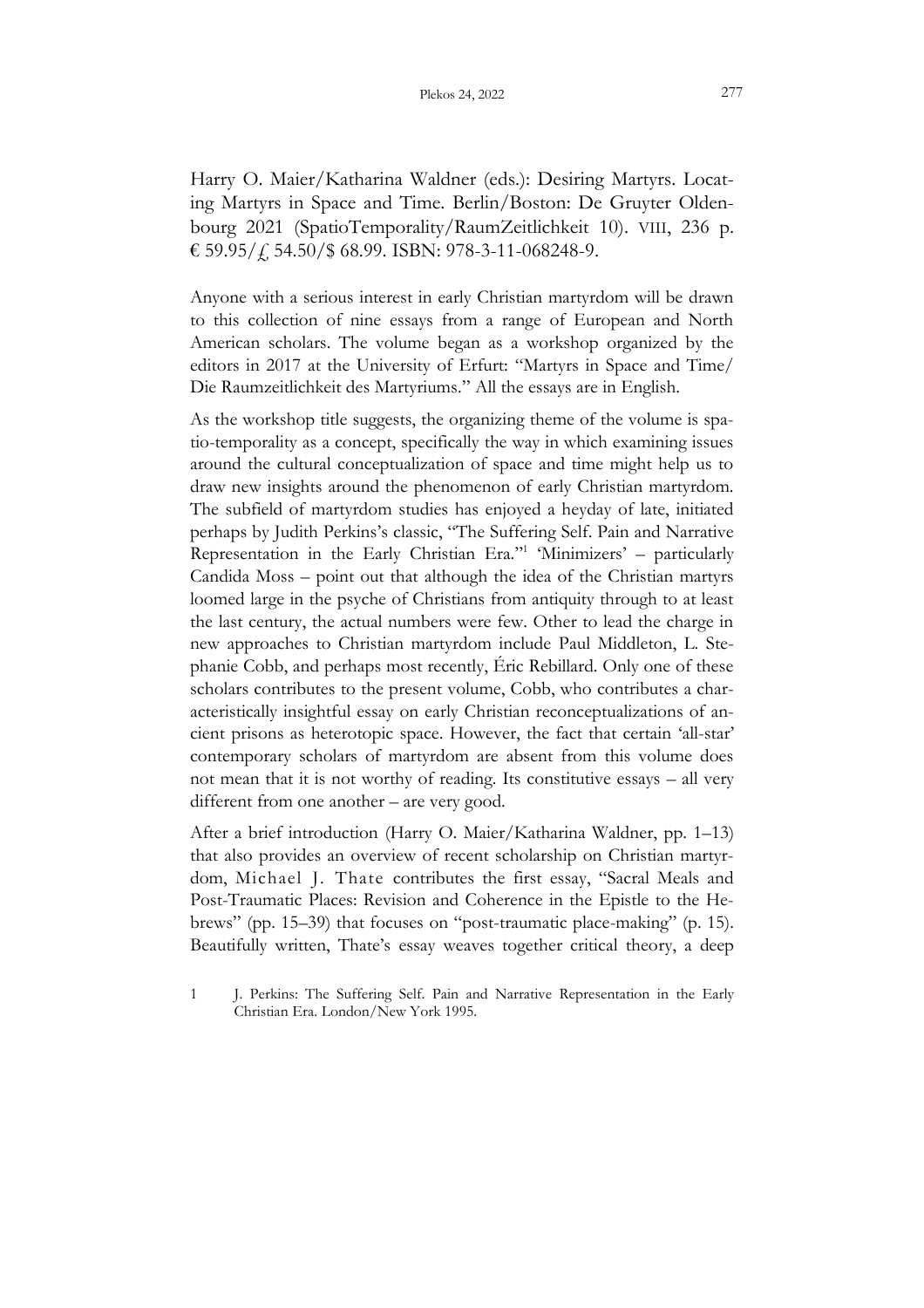Harry O. Maier/Katharina Waldner (eds.): Desiring Martyrs. Locating Martyrs in Space and Time. Berlin/Boston: De Gruyter Oldenbourg 2021 (SpatioTemporality/RaumZeitlichkeit 10). VIII, 236 p. € 59.95/£ 54.50/$ 68.99. ISBN: 978-3-11-068248-9.

Anyone with a serious interest in early Christian martyrdom will be drawn to this collection of nine essays from a range of European and North American scholars. The volume began as a workshop organized by the editors in 2017 at the University of Erfurt: "Martyrs in Space and Time/ Die Raumzeitlichkeit des Martyriums." All the essays are in English.

As the workshop title suggests, the organizing theme of the volume is spatio-temporality as a concept, specifically the way in which examining issues around the cultural conceptualization of space and time might help us to draw new insights around the phenomenon of early Christian martyrdom. The subfield of martyrdom studies has enjoyed a heyday of late, initiated perhaps by Judith Perkins's classic, "The Suffering Self. Pain and Narrative Representation in the Early Christian Era."[1] 'Minimizers' – particularly Candida Moss – point out that although the idea of the Christian martyrs loomed large in the psyche of Christians from antiquity through to at least the last century, the actual numbers were few. Other to lead the charge in new approaches to Christian martyrdom include Paul Middleton, L. Stephanie Cobb, and perhaps most recently, Éric Rebillard. Only one of these scholars contributes to the present volume, Cobb, who contributes a characteristically insightful essay on early Christian reconceptualizations of ancient prisons as heterotopic space. However, the fact that certain 'all-star' contemporary scholars of martyrdom are absent from this volume does not mean that it is not worthy of reading. Its constitutive essays – all very different from one another – are very good.

After a brief introduction (Harry O. Maier/Katharina Waldner, pp. 1–13) that also provides an overview of recent scholarship on Christian martyrdom, Michael J. Thate contributes the first essay, "Sacral Meals and Post-Traumatic Places: Revision and Coherence in the Epistle to the Hebrews" (pp. 15–39) that focuses on "post-traumatic place-making" (p. 15). Beautifully written, Thate's essay weaves together critical theory, a deep

1 J. Perkins: The Suffering Self. Pain and Narrative Representation in the Early Christian Era. London/New York 1995.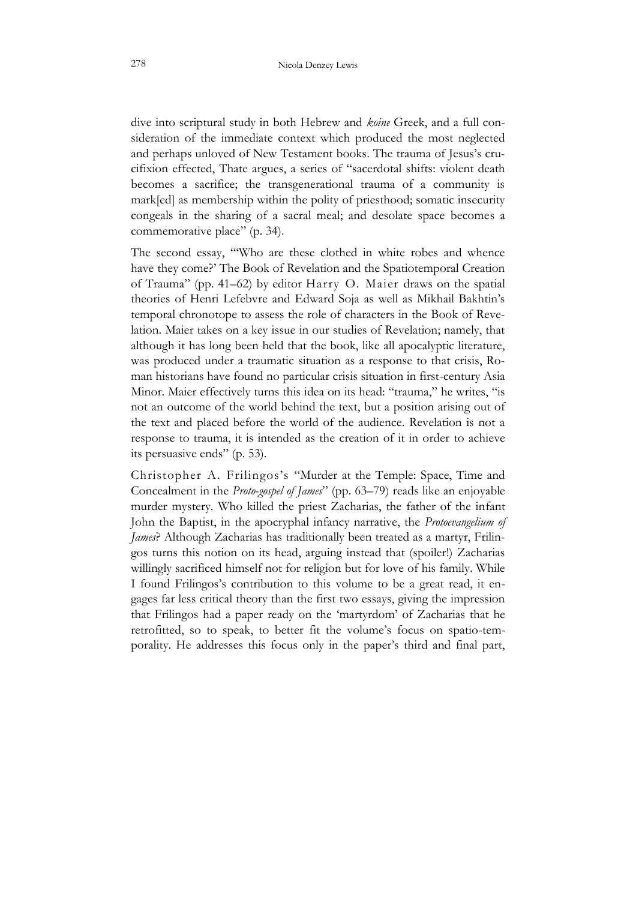dive into scriptural study in both Hebrew and *koine* Greek, and a full consideration of the immediate context which produced the most neglected and perhaps unloved of New Testament books. The trauma of Jesus's crucifixion effected, Thate argues, a series of "sacerdotal shifts: violent death becomes a sacrifice; the transgenerational trauma of a community is mark[ed] as membership within the polity of priesthood; somatic insecurity congeals in the sharing of a sacral meal; and desolate space becomes a commemorative place" (p. 34).

The second essay, "'Who are these clothed in white robes and whence have they come?' The Book of Revelation and the Spatiotemporal Creation of Trauma" (pp. 41–62) by editor Harry O. Maier draws on the spatial theories of Henri Lefebvre and Edward Soja as well as Mikhail Bakhtin's temporal chronotope to assess the role of characters in the Book of Revelation. Maier takes on a key issue in our studies of Revelation; namely, that although it has long been held that the book, like all apocalyptic literature, was produced under a traumatic situation as a response to that crisis, Roman historians have found no particular crisis situation in first-century Asia Minor. Maier effectively turns this idea on its head: "trauma," he writes, "is not an outcome of the world behind the text, but a position arising out of the text and placed before the world of the audience. Revelation is not a response to trauma, it is intended as the creation of it in order to achieve its persuasive ends" (p. 53).

Christopher A. Frilingos's "Murder at the Temple: Space, Time and Concealment in the *Proto-gospel of James*" (pp. 63–79) reads like an enjoyable murder mystery. Who killed the priest Zacharias, the father of the infant John the Baptist, in the apocryphal infancy narrative, the *Protoevangelium of James*? Although Zacharias has traditionally been treated as a martyr, Frilingos turns this notion on its head, arguing instead that (spoiler!) Zacharias willingly sacrificed himself not for religion but for love of his family. While I found Frilingos's contribution to this volume to be a great read, it engages far less critical theory than the first two essays, giving the impression that Frilingos had a paper ready on the 'martyrdom' of Zacharias that he retrofitted, so to speak, to better fit the volume's focus on spatio-temporality. He addresses this focus only in the paper's third and final part,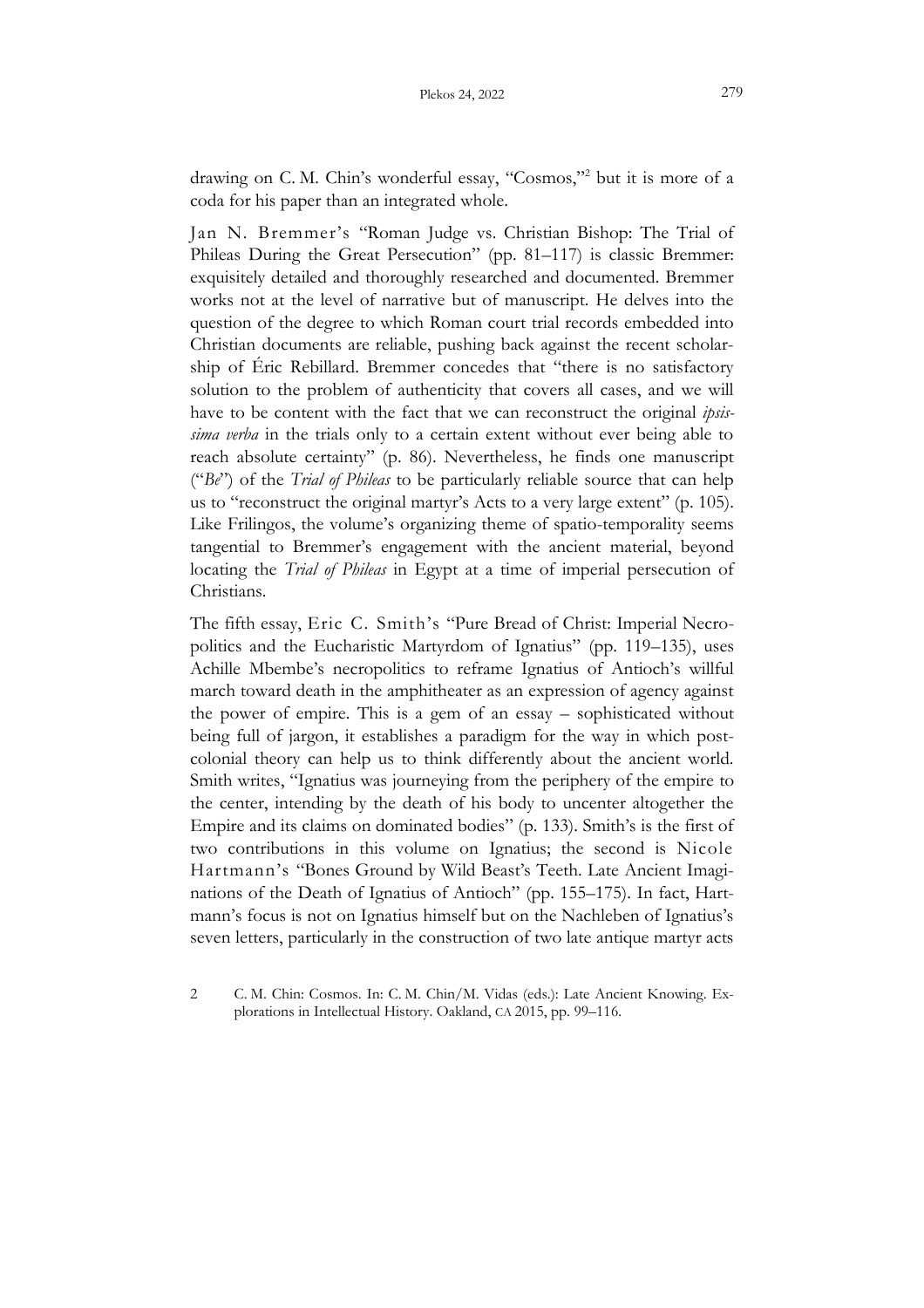drawing on C. M. Chin's wonderful essay, "Cosmos,"[2] but it is more of a coda for his paper than an integrated whole.

Jan N. Bremmer's "Roman Judge vs. Christian Bishop: The Trial of Phileas During the Great Persecution" (pp. 81–117) is classic Bremmer: exquisitely detailed and thoroughly researched and documented. Bremmer works not at the level of narrative but of manuscript. He delves into the question of the degree to which Roman court trial records embedded into Christian documents are reliable, pushing back against the recent scholarship of Éric Rebillard. Bremmer concedes that "there is no satisfactory solution to the problem of authenticity that covers all cases, and we will have to be content with the fact that we can reconstruct the original *ipsissima verba* in the trials only to a certain extent without ever being able to reach absolute certainty" (p. 86). Nevertheless, he finds one manuscript ("*Be*") of the *Trial of Phileas* to be particularly reliable source that can help us to "reconstruct the original martyr's Acts to a very large extent" (p. 105). Like Frilingos, the volume's organizing theme of spatio-temporality seems tangential to Bremmer's engagement with the ancient material, beyond locating the *Trial of Phileas* in Egypt at a time of imperial persecution of Christians.

The fifth essay, Eric C. Smith's "Pure Bread of Christ: Imperial Necropolitics and the Eucharistic Martyrdom of Ignatius" (pp. 119–135), uses Achille Mbembe's necropolitics to reframe Ignatius of Antioch's willful march toward death in the amphitheater as an expression of agency against the power of empire. This is a gem of an essay – sophisticated without being full of jargon, it establishes a paradigm for the way in which postcolonial theory can help us to think differently about the ancient world. Smith writes, "Ignatius was journeying from the periphery of the empire to the center, intending by the death of his body to uncenter altogether the Empire and its claims on dominated bodies" (p. 133). Smith's is the first of two contributions in this volume on Ignatius; the second is Nicole Hartmann's "Bones Ground by Wild Beast's Teeth. Late Ancient Imaginations of the Death of Ignatius of Antioch" (pp. 155–175). In fact, Hartmann's focus is not on Ignatius himself but on the Nachleben of Ignatius's seven letters, particularly in the construction of two late antique martyr acts

2 C. M. Chin: Cosmos. In: C. M. Chin/M. Vidas (eds.): Late Ancient Knowing. Explorations in Intellectual History. Oakland, CA 2015, pp. 99–116.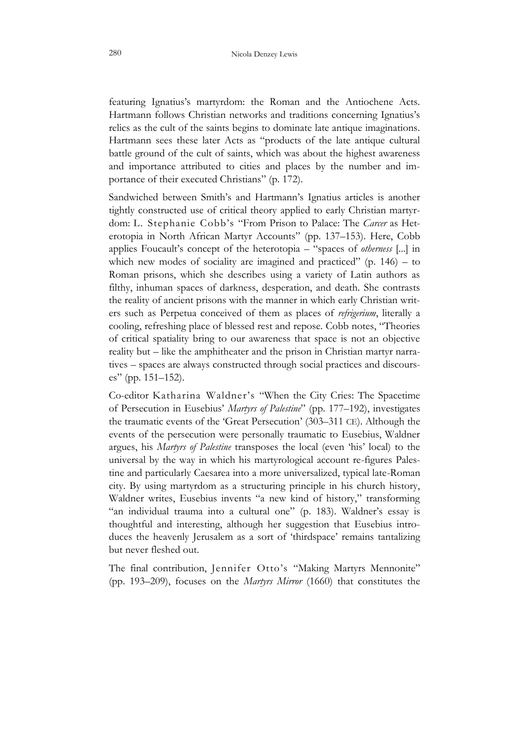featuring Ignatius's martyrdom: the Roman and the Antiochene Acts. Hartmann follows Christian networks and traditions concerning Ignatius's relics as the cult of the saints begins to dominate late antique imaginations. Hartmann sees these later Acts as "products of the late antique cultural battle ground of the cult of saints, which was about the highest awareness and importance attributed to cities and places by the number and importance of their executed Christians" (p. 172).

Sandwiched between Smith's and Hartmann's Ignatius articles is another tightly constructed use of critical theory applied to early Christian martyrdom: L. Stephanie Cobb's "From Prison to Palace: The *Carcer* as Heterotopia in North African Martyr Accounts" (pp. 137–153). Here, Cobb applies Foucault's concept of the heterotopia – "spaces of *otherness* [...] in which new modes of sociality are imagined and practiced" (p. 146) – to Roman prisons, which she describes using a variety of Latin authors as filthy, inhuman spaces of darkness, desperation, and death. She contrasts the reality of ancient prisons with the manner in which early Christian writers such as Perpetua conceived of them as places of *refrigerium*, literally a cooling, refreshing place of blessed rest and repose. Cobb notes, "Theories of critical spatiality bring to our awareness that space is not an objective reality but – like the amphitheater and the prison in Christian martyr narratives – spaces are always constructed through social practices and discourses" (pp. 151–152).

Co-editor Katharina Waldner's "When the City Cries: The Spacetime of Persecution in Eusebius' *Martyrs of Palestine*" (pp. 177–192), investigates the traumatic events of the 'Great Persecution' (303–311 CE). Although the events of the persecution were personally traumatic to Eusebius, Waldner argues, his *Martyrs of Palestine* transposes the local (even 'his' local) to the universal by the way in which his martyrological account re-figures Palestine and particularly Caesarea into a more universalized, typical late-Roman city. By using martyrdom as a structuring principle in his church history, Waldner writes, Eusebius invents "a new kind of history," transforming "an individual trauma into a cultural one" (p. 183). Waldner's essay is thoughtful and interesting, although her suggestion that Eusebius introduces the heavenly Jerusalem as a sort of 'thirdspace' remains tantalizing but never fleshed out.

The final contribution, Jennifer Otto's "Making Martyrs Mennonite" (pp. 193–209), focuses on the *Martyrs Mirror* (1660) that constitutes the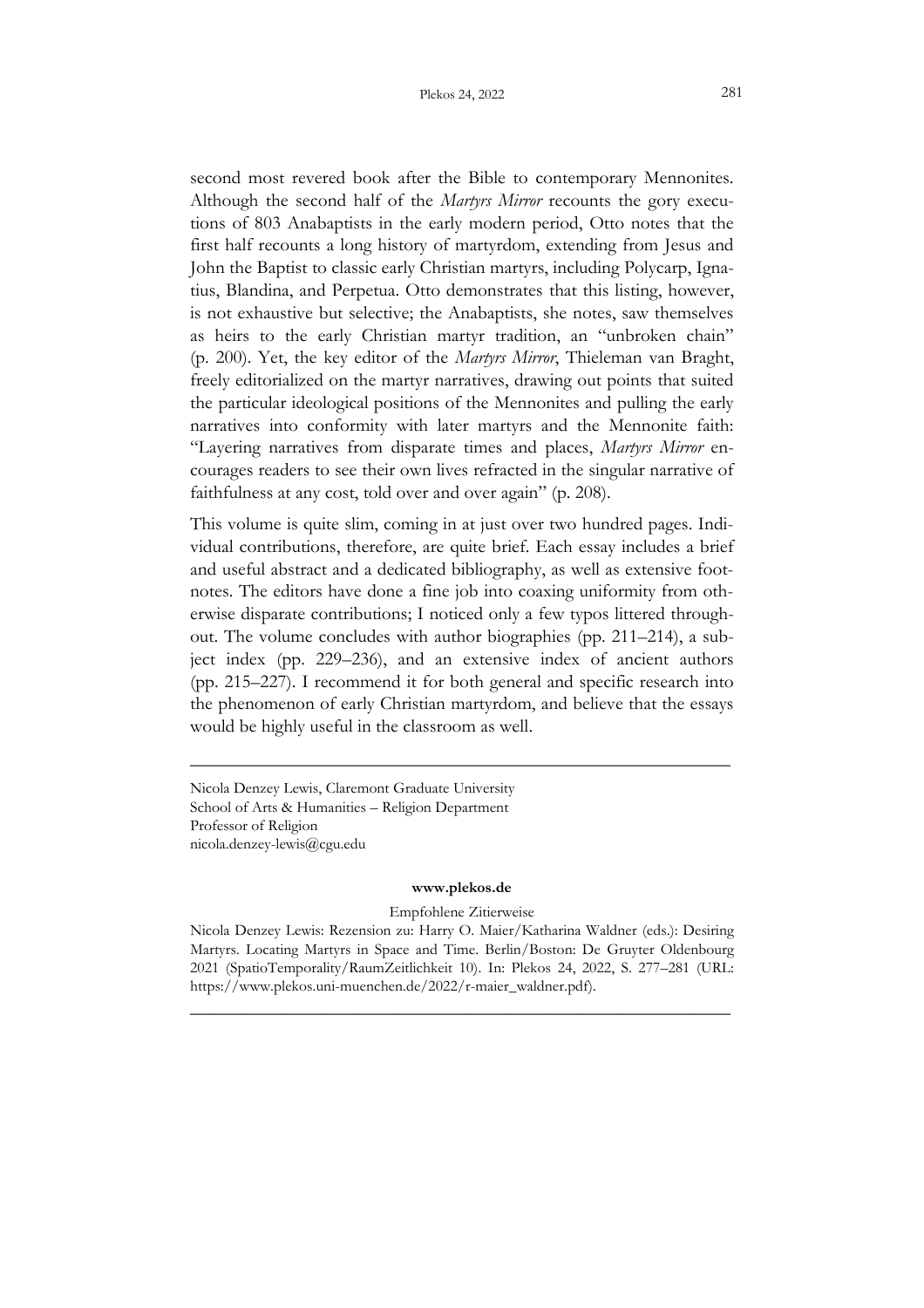second most revered book after the Bible to contemporary Mennonites. Although the second half of the *Martyrs Mirror* recounts the gory executions of 803 Anabaptists in the early modern period, Otto notes that the first half recounts a long history of martyrdom, extending from Jesus and John the Baptist to classic early Christian martyrs, including Polycarp, Ignatius, Blandina, and Perpetua. Otto demonstrates that this listing, however, is not exhaustive but selective; the Anabaptists, she notes, saw themselves as heirs to the early Christian martyr tradition, an "unbroken chain" (p. 200). Yet, the key editor of the *Martyrs Mirror*, Thieleman van Braght, freely editorialized on the martyr narratives, drawing out points that suited the particular ideological positions of the Mennonites and pulling the early narratives into conformity with later martyrs and the Mennonite faith: "Layering narratives from disparate times and places, *Martyrs Mirror* encourages readers to see their own lives refracted in the singular narrative of faithfulness at any cost, told over and over again" (p. 208).

This volume is quite slim, coming in at just over two hundred pages. Individual contributions, therefore, are quite brief. Each essay includes a brief and useful abstract and a dedicated bibliography, as well as extensive footnotes. The editors have done a fine job into coaxing uniformity from otherwise disparate contributions; I noticed only a few typos littered throughout. The volume concludes with author biographies (pp. 211–214), a subject index (pp. 229–236), and an extensive index of ancient authors (pp. 215–227). I recommend it for both general and specific research into the phenomenon of early Christian martyrdom, and believe that the essays would be highly useful in the classroom as well.

---

Nicola Denzey Lewis, Claremont Graduate University
School of Arts & Humanities – Religion Department
Professor of Religion
nicola.denzey-lewis@cgu.edu

**www.plekos.de**

Empfohlene Zitierweise

Nicola Denzey Lewis: Rezension zu: Harry O. Maier/Katharina Waldner (eds.): Desiring Martyrs. Locating Martyrs in Space and Time. Berlin/Boston: De Gruyter Oldenbourg 2021 (SpatioTemporality/RaumZeitlichkeit 10). In: Plekos 24, 2022, S. 277–281 (URL: https://www.plekos.uni-muenchen.de/2022/r-maier_waldner.pdf).

---